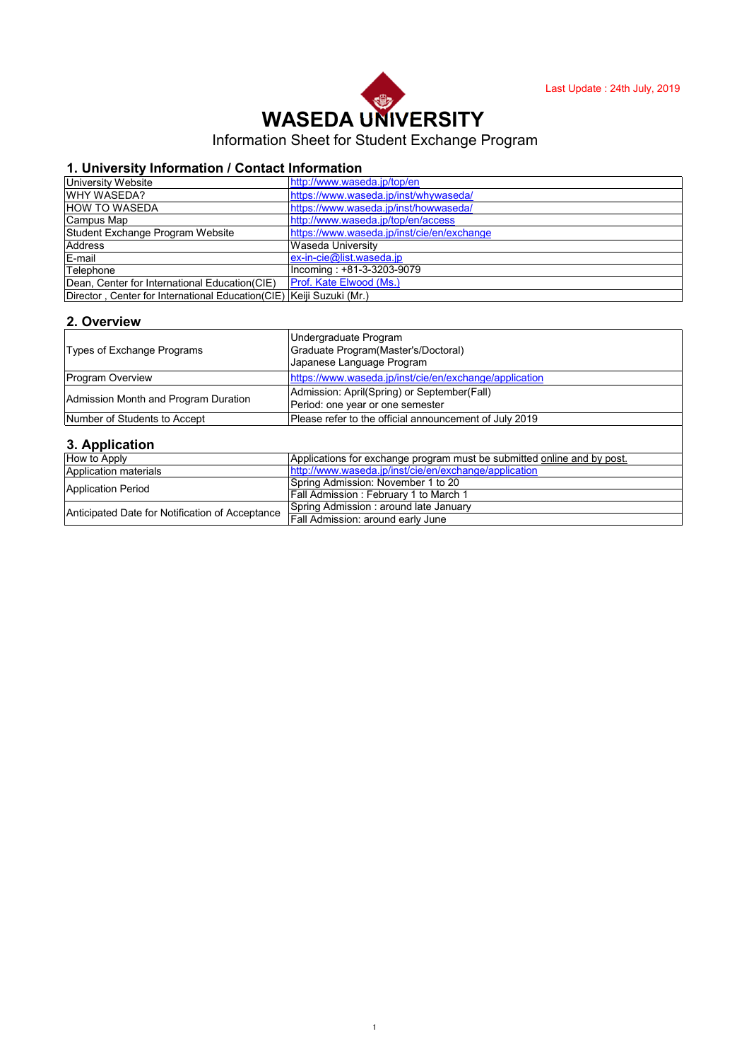Last Update : 24th July, 2019

# WASEDA UNIVERSITY

Information Sheet for Student Exchange Program

## 1. University Information / Contact Information

| | |
|---|---|
| University Website | http://www.waseda.jp/top/en |
| WHY WASEDA? | https://www.waseda.jp/inst/whywaseda/ |
| HOW TO WASEDA | https://www.waseda.jp/inst/howwaseda/ |
| Campus Map | http://www.waseda.jp/top/en/access |
| Student Exchange Program Website | https://www.waseda.jp/inst/cie/en/exchange |
| Address | Waseda University |
| E-mail | ex-in-cie@list.waseda.jp |
| Telephone | Incoming : +81-3-3203-9079 |
| Dean, Center for International Education(CIE) | Prof. Kate Elwood (Ms.) |
| Director , Center for International Education(CIE) | Keiji Suzuki (Mr.) |

## 2. Overview

| | |
|---|---|
| Types of Exchange Programs | Undergraduate Program<br>Graduate Program(Master's/Doctoral)<br>Japanese Language Program |
| Program Overview | https://www.waseda.jp/inst/cie/en/exchange/application |
| Admission Month and Program Duration | Admission: April(Spring) or September(Fall)<br>Period: one year or one semester |
| Number of Students to Accept | Please refer to the official announcement of July 2019 |

## 3. Application

| | |
|---|---|
| How to Apply | Applications for exchange program must be submitted online and by post. |
| Application materials | http://www.waseda.jp/inst/cie/en/exchange/application |
| Application Period | Spring Admission: November 1 to 20<br>Fall Admission : February 1 to March 1 |
| Anticipated Date for Notification of Acceptance | Spring Admission : around late January<br>Fall Admission: around early June |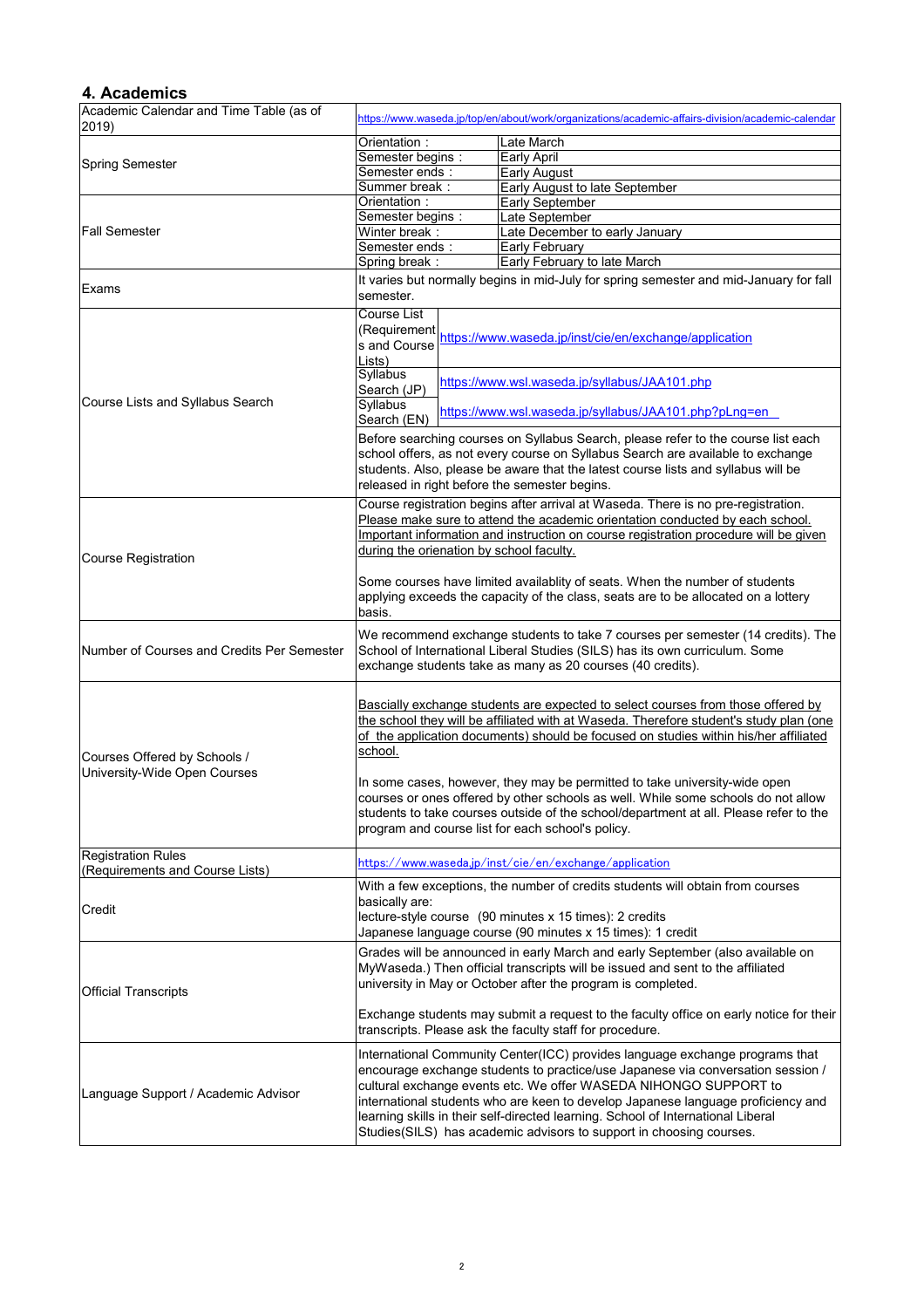## 4. Academics

| Academic Calendar and Time Table (as of 2019) | https://www.waseda.jp/top/en/about/work/organizations/academic-affairs-division/academic-calendar | |
|---|---|---|
| Spring Semester | Orientation : | Late March |
| | Semester begins : | Early April |
| | Semester ends : | Early August |
| | Summer break : | Early August to late September |
| Fall Semester | Orientation : | Early September |
| | Semester begins : | Late September |
| | Winter break : | Late December to early January |
| | Semester ends : | Early February |
| | Spring break : | Early February to late March |
| Exams | It varies but normally begins in mid-July for spring semester and mid-January for fall semester. | |
| Course Lists and Syllabus Search | Course List (Requirements and Course Lists) | https://www.waseda.jp/inst/cie/en/exchange/application |
| | Syllabus Search (JP) | https://www.wsl.waseda.jp/syllabus/JAA101.php |
| | Syllabus Search (EN) | https://www.wsl.waseda.jp/syllabus/JAA101.php?pLng=en |
| | Before searching courses on Syllabus Search, please refer to the course list each school offers, as not every course on Syllabus Search are available to exchange students. Also, please be aware that the latest course lists and syllabus will be released in right before the semester begins. | |
| Course Registration | Course registration begins after arrival at Waseda. There is no pre-registration. Please make sure to attend the academic orientation conducted by each school. Important information and instruction on course registration procedure will be given during the orienation by school faculty.<br><br>Some courses have limited availablity of seats. When the number of students applying exceeds the capacity of the class, seats are to be allocated on a lottery basis. | |
| Number of Courses and Credits Per Semester | We recommend exchange students to take 7 courses per semester (14 credits). The School of International Liberal Studies (SILS) has its own curriculum. Some exchange students take as many as 20 courses (40 credits). | |
| Courses Offered by Schools / University-Wide Open Courses | Bascially exchange students are expected to select courses from those offered by the school they will be affiliated with at Waseda. Therefore student's study plan (one of the application documents) should be focused on studies within his/her affiliated school.<br><br>In some cases, however, they may be permitted to take university-wide open courses or ones offered by other schools as well. While some schools do not allow students to take courses outside of the school/department at all. Please refer to the program and course list for each school's policy. | |
| Registration Rules (Requirements and Course Lists) | https://www.waseda.jp/inst/cie/en/exchange/application | |
| Credit | With a few exceptions, the number of credits students will obtain from courses basically are:<br>lecture-style course (90 minutes x 15 times): 2 credits<br>Japanese language course (90 minutes x 15 times): 1 credit | |
| Official Transcripts | Grades will be announced in early March and early September (also available on MyWaseda.) Then official transcripts will be issued and sent to the affiliated university in May or October after the program is completed.<br><br>Exchange students may submit a request to the faculty office on early notice for their transcripts. Please ask the faculty staff for procedure. | |
| Language Support / Academic Advisor | International Community Center(ICC) provides language exchange programs that encourage exchange students to practice/use Japanese via conversation session / cultural exchange events etc. We offer WASEDA NIHONGO SUPPORT to international students who are keen to develop Japanese language proficiency and learning skills in their self-directed learning. School of International Liberal Studies(SILS) has academic advisors to support in choosing courses. | |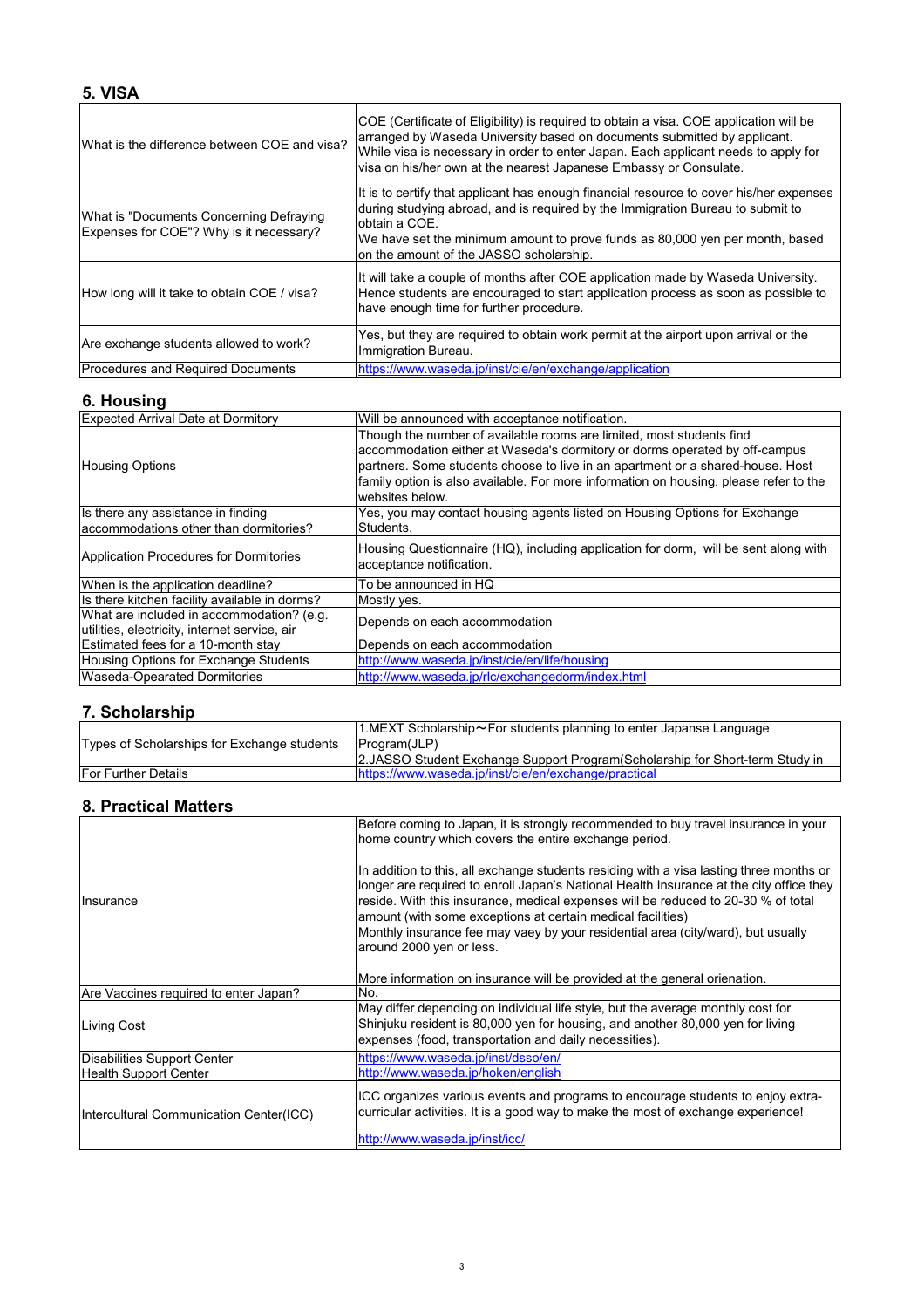## 5. VISA

| | |
|---|---|
| What is the difference between COE and visa? | COE (Certificate of Eligibility) is required to obtain a visa. COE application will be arranged by Waseda University based on documents submitted by applicant. While visa is necessary in order to enter Japan. Each applicant needs to apply for visa on his/her own at the nearest Japanese Embassy or Consulate. |
| What is "Documents Concerning Defraying Expenses for COE"? Why is it necessary? | It is to certify that applicant has enough financial resource to cover his/her expenses during studying abroad, and is required by the Immigration Bureau to submit to obtain a COE.<br>We have set the minimum amount to prove funds as 80,000 yen per month, based on the amount of the JASSO scholarship. |
| How long will it take to obtain COE / visa? | It will take a couple of months after COE application made by Waseda University. Hence students are encouraged to start application process as soon as possible to have enough time for further procedure. |
| Are exchange students allowed to work? | Yes, but they are required to obtain work permit at the airport upon arrival or the Immigration Bureau. |
| Procedures and Required Documents | https://www.waseda.jp/inst/cie/en/exchange/application |

## 6. Housing

| | |
|---|---|
| Expected Arrival Date at Dormitory | Will be announced with acceptance notification. |
| Housing Options | Though the number of available rooms are limited, most students find accommodation either at Waseda's dormitory or dorms operated by off-campus partners. Some students choose to live in an apartment or a shared-house. Host family option is also available. For more information on housing, please refer to the websites below. |
| Is there any assistance in finding accommodations other than dormitories? | Yes, you may contact housing agents listed on Housing Options for Exchange Students. |
| Application Procedures for Dormitories | Housing Questionnaire (HQ), including application for dorm, will be sent along with acceptance notification. |
| When is the application deadline? | To be announced in HQ |
| Is there kitchen facility available in dorms? | Mostly yes. |
| What are included in accommodation? (e.g. utilities, electricity, internet service, air | Depends on each accommodation |
| Estimated fees for a 10-month stay | Depends on each accommodation |
| Housing Options for Exchange Students | http://www.waseda.jp/inst/cie/en/life/housing |
| Waseda-Opearated Dormitories | http://www.waseda.jp/rlc/exchangedorm/index.html |

## 7. Scholarship

| | |
|---|---|
| Types of Scholarships for Exchange students | 1.MEXT Scholarship～For students planning to enter Japanese Language Program(JLP)<br>2.JASSO Student Exchange Support Program(Scholarship for Short-term Study in |
| For Further Details | https://www.waseda.jp/inst/cie/en/exchange/practical |

## 8. Practical Matters

| | |
|---|---|
| Insurance | Before coming to Japan, it is strongly recommended to buy travel insurance in your home country which covers the entire exchange period.<br><br>In addition to this, all exchange students residing with a visa lasting three months or longer are required to enroll Japan's National Health Insurance at the city office they reside. With this insurance, medical expenses will be reduced to 20-30 % of total amount (with some exceptions at certain medical facilities)<br>Monthly insurance fee may vaey by your residential area (city/ward), but usually around 2000 yen or less.<br><br>More information on insurance will be provided at the general orienation. |
| Are Vaccines required to enter Japan? | No. |
| Living Cost | May differ depending on individual life style, but the average monthly cost for Shinjuku resident is 80,000 yen for housing, and another 80,000 yen for living expenses (food, transportation and daily necessities). |
| Disabilities Support Center | https://www.waseda.jp/inst/dsso/en/ |
| Health Support Center | http://www.waseda.jp/hoken/english |
| Intercultural Communication Center(ICC) | ICC organizes various events and programs to encourage students to enjoy extra-curricular activities. It is a good way to make the most of exchange experience!<br><br>http://www.waseda.jp/inst/icc/ |